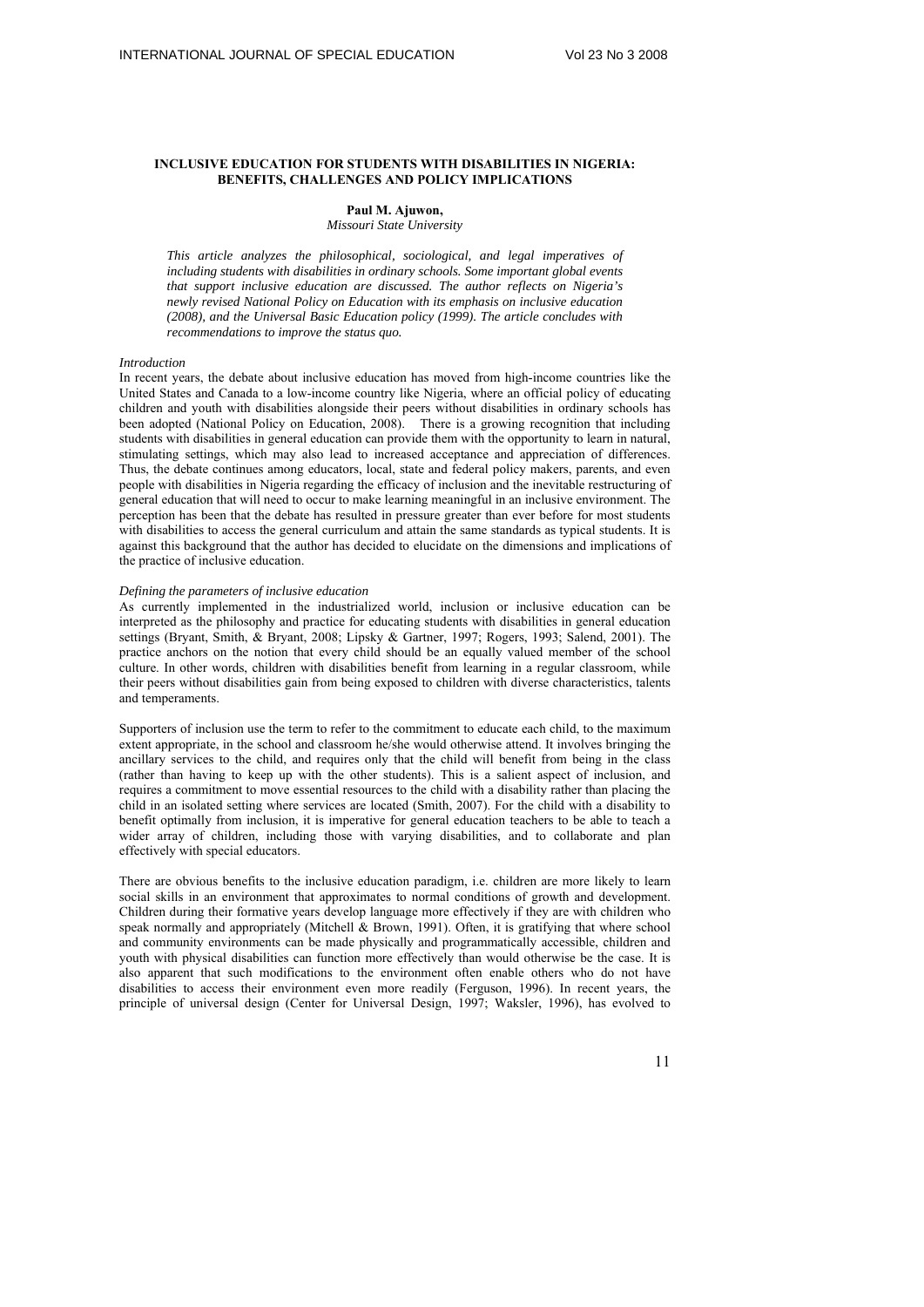# INCLUSIVE EDUCATION FOR STUDENTS WITH DISABILITIES IN NIGERIA: BENEFITS, CHALLENGES AND POLICY IMPLICATIONS

**Paul M. Ajuwon,**
*Missouri State University*

*This article analyzes the philosophical, sociological, and legal imperatives of including students with disabilities in ordinary schools. Some important global events that support inclusive education are discussed. The author reflects on Nigeria's newly revised National Policy on Education with its emphasis on inclusive education (2008), and the Universal Basic Education policy (1999). The article concludes with recommendations to improve the status quo.*

## *Introduction*

In recent years, the debate about inclusive education has moved from high-income countries like the United States and Canada to a low-income country like Nigeria, where an official policy of educating children and youth with disabilities alongside their peers without disabilities in ordinary schools has been adopted (National Policy on Education, 2008). There is a growing recognition that including students with disabilities in general education can provide them with the opportunity to learn in natural, stimulating settings, which may also lead to increased acceptance and appreciation of differences. Thus, the debate continues among educators, local, state and federal policy makers, parents, and even people with disabilities in Nigeria regarding the efficacy of inclusion and the inevitable restructuring of general education that will need to occur to make learning meaningful in an inclusive environment. The perception has been that the debate has resulted in pressure greater than ever before for most students with disabilities to access the general curriculum and attain the same standards as typical students. It is against this background that the author has decided to elucidate on the dimensions and implications of the practice of inclusive education.

## *Defining the parameters of inclusive education*

As currently implemented in the industrialized world, inclusion or inclusive education can be interpreted as the philosophy and practice for educating students with disabilities in general education settings (Bryant, Smith, & Bryant, 2008; Lipsky & Gartner, 1997; Rogers, 1993; Salend, 2001). The practice anchors on the notion that every child should be an equally valued member of the school culture. In other words, children with disabilities benefit from learning in a regular classroom, while their peers without disabilities gain from being exposed to children with diverse characteristics, talents and temperaments.

Supporters of inclusion use the term to refer to the commitment to educate each child, to the maximum extent appropriate, in the school and classroom he/she would otherwise attend. It involves bringing the ancillary services to the child, and requires only that the child will benefit from being in the class (rather than having to keep up with the other students). This is a salient aspect of inclusion, and requires a commitment to move essential resources to the child with a disability rather than placing the child in an isolated setting where services are located (Smith, 2007). For the child with a disability to benefit optimally from inclusion, it is imperative for general education teachers to be able to teach a wider array of children, including those with varying disabilities, and to collaborate and plan effectively with special educators.

There are obvious benefits to the inclusive education paradigm, i.e. children are more likely to learn social skills in an environment that approximates to normal conditions of growth and development. Children during their formative years develop language more effectively if they are with children who speak normally and appropriately (Mitchell & Brown, 1991). Often, it is gratifying that where school and community environments can be made physically and programmatically accessible, children and youth with physical disabilities can function more effectively than would otherwise be the case. It is also apparent that such modifications to the environment often enable others who do not have disabilities to access their environment even more readily (Ferguson, 1996). In recent years, the principle of universal design (Center for Universal Design, 1997; Waksler, 1996), has evolved to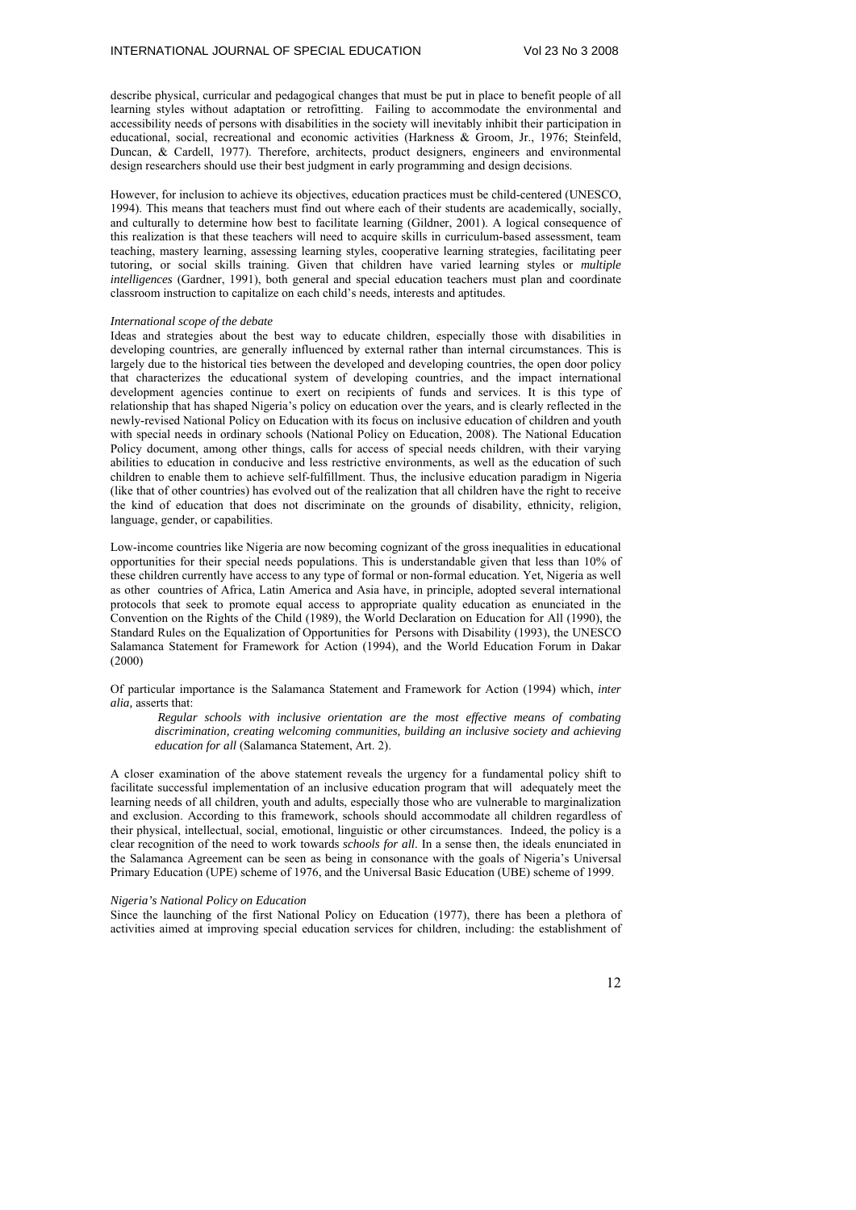describe physical, curricular and pedagogical changes that must be put in place to benefit people of all learning styles without adaptation or retrofitting. Failing to accommodate the environmental and accessibility needs of persons with disabilities in the society will inevitably inhibit their participation in educational, social, recreational and economic activities (Harkness & Groom, Jr., 1976; Steinfeld, Duncan, & Cardell, 1977). Therefore, architects, product designers, engineers and environmental design researchers should use their best judgment in early programming and design decisions.

However, for inclusion to achieve its objectives, education practices must be child-centered (UNESCO, 1994). This means that teachers must find out where each of their students are academically, socially, and culturally to determine how best to facilitate learning (Gildner, 2001). A logical consequence of this realization is that these teachers will need to acquire skills in curriculum-based assessment, team teaching, mastery learning, assessing learning styles, cooperative learning strategies, facilitating peer tutoring, or social skills training. Given that children have varied learning styles or *multiple intelligences* (Gardner, 1991), both general and special education teachers must plan and coordinate classroom instruction to capitalize on each child's needs, interests and aptitudes.

*International scope of the debate*

Ideas and strategies about the best way to educate children, especially those with disabilities in developing countries, are generally influenced by external rather than internal circumstances. This is largely due to the historical ties between the developed and developing countries, the open door policy that characterizes the educational system of developing countries, and the impact international development agencies continue to exert on recipients of funds and services. It is this type of relationship that has shaped Nigeria's policy on education over the years, and is clearly reflected in the newly-revised National Policy on Education with its focus on inclusive education of children and youth with special needs in ordinary schools (National Policy on Education, 2008). The National Education Policy document, among other things, calls for access of special needs children, with their varying abilities to education in conducive and less restrictive environments, as well as the education of such children to enable them to achieve self-fulfillment. Thus, the inclusive education paradigm in Nigeria (like that of other countries) has evolved out of the realization that all children have the right to receive the kind of education that does not discriminate on the grounds of disability, ethnicity, religion, language, gender, or capabilities.

Low-income countries like Nigeria are now becoming cognizant of the gross inequalities in educational opportunities for their special needs populations. This is understandable given that less than 10% of these children currently have access to any type of formal or non-formal education. Yet, Nigeria as well as other countries of Africa, Latin America and Asia have, in principle, adopted several international protocols that seek to promote equal access to appropriate quality education as enunciated in the Convention on the Rights of the Child (1989), the World Declaration on Education for All (1990), the Standard Rules on the Equalization of Opportunities for Persons with Disability (1993), the UNESCO Salamanca Statement for Framework for Action (1994), and the World Education Forum in Dakar (2000)

Of particular importance is the Salamanca Statement and Framework for Action (1994) which, *inter alia,* asserts that:

> *Regular schools with inclusive orientation are the most effective means of combating discrimination, creating welcoming communities, building an inclusive society and achieving education for all* (Salamanca Statement, Art. 2).

A closer examination of the above statement reveals the urgency for a fundamental policy shift to facilitate successful implementation of an inclusive education program that will adequately meet the learning needs of all children, youth and adults, especially those who are vulnerable to marginalization and exclusion. According to this framework, schools should accommodate all children regardless of their physical, intellectual, social, emotional, linguistic or other circumstances. Indeed, the policy is a clear recognition of the need to work towards *schools for all*. In a sense then, the ideals enunciated in the Salamanca Agreement can be seen as being in consonance with the goals of Nigeria's Universal Primary Education (UPE) scheme of 1976, and the Universal Basic Education (UBE) scheme of 1999.

*Nigeria's National Policy on Education*

Since the launching of the first National Policy on Education (1977), there has been a plethora of activities aimed at improving special education services for children, including: the establishment of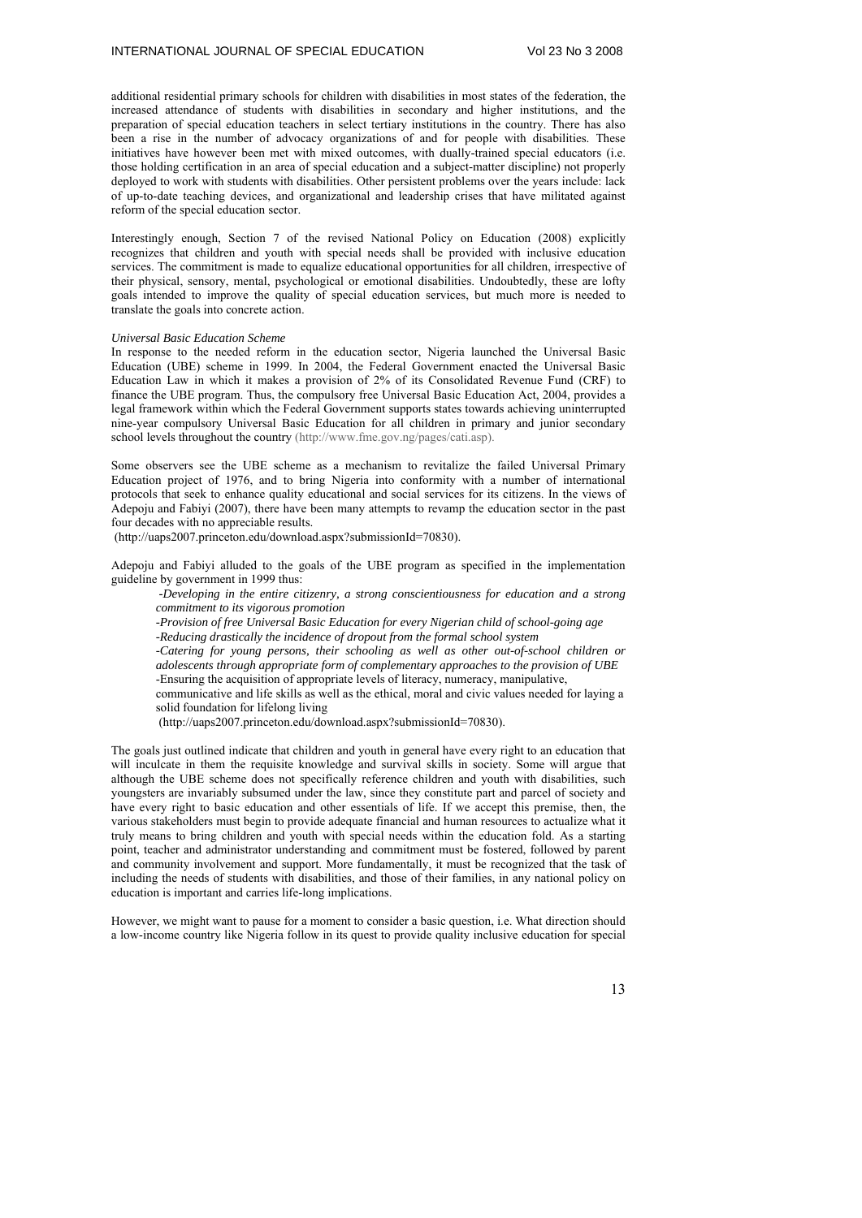additional residential primary schools for children with disabilities in most states of the federation, the increased attendance of students with disabilities in secondary and higher institutions, and the preparation of special education teachers in select tertiary institutions in the country. There has also been a rise in the number of advocacy organizations of and for people with disabilities. These initiatives have however been met with mixed outcomes, with dually-trained special educators (i.e. those holding certification in an area of special education and a subject-matter discipline) not properly deployed to work with students with disabilities. Other persistent problems over the years include: lack of up-to-date teaching devices, and organizational and leadership crises that have militated against reform of the special education sector.

Interestingly enough, Section 7 of the revised National Policy on Education (2008) explicitly recognizes that children and youth with special needs shall be provided with inclusive education services. The commitment is made to equalize educational opportunities for all children, irrespective of their physical, sensory, mental, psychological or emotional disabilities. Undoubtedly, these are lofty goals intended to improve the quality of special education services, but much more is needed to translate the goals into concrete action.

*Universal Basic Education Scheme*

In response to the needed reform in the education sector, Nigeria launched the Universal Basic Education (UBE) scheme in 1999. In 2004, the Federal Government enacted the Universal Basic Education Law in which it makes a provision of 2% of its Consolidated Revenue Fund (CRF) to finance the UBE program. Thus, the compulsory free Universal Basic Education Act, 2004, provides a legal framework within which the Federal Government supports states towards achieving uninterrupted nine-year compulsory Universal Basic Education for all children in primary and junior secondary school levels throughout the country (http://www.fme.gov.ng/pages/cati.asp).

Some observers see the UBE scheme as a mechanism to revitalize the failed Universal Primary Education project of 1976, and to bring Nigeria into conformity with a number of international protocols that seek to enhance quality educational and social services for its citizens. In the views of Adepoju and Fabiyi (2007), there have been many attempts to revamp the education sector in the past four decades with no appreciable results.
(http://uaps2007.princeton.edu/download.aspx?submissionId=70830).

Adepoju and Fabiyi alluded to the goals of the UBE program as specified in the implementation guideline by government in 1999 thus:

> *-Developing in the entire citizenry, a strong conscientiousness for education and a strong commitment to its vigorous promotion*
> *-Provision of free Universal Basic Education for every Nigerian child of school-going age*
> *-Reducing drastically the incidence of dropout from the formal school system*
> *-Catering for young persons, their schooling as well as other out-of-school children or adolescents through appropriate form of complementary approaches to the provision of UBE*
> -Ensuring the acquisition of appropriate levels of literacy, numeracy, manipulative, communicative and life skills as well as the ethical, moral and civic values needed for laying a solid foundation for lifelong living
> (http://uaps2007.princeton.edu/download.aspx?submissionId=70830).

The goals just outlined indicate that children and youth in general have every right to an education that will inculcate in them the requisite knowledge and survival skills in society. Some will argue that although the UBE scheme does not specifically reference children and youth with disabilities, such youngsters are invariably subsumed under the law, since they constitute part and parcel of society and have every right to basic education and other essentials of life. If we accept this premise, then, the various stakeholders must begin to provide adequate financial and human resources to actualize what it truly means to bring children and youth with special needs within the education fold. As a starting point, teacher and administrator understanding and commitment must be fostered, followed by parent and community involvement and support. More fundamentally, it must be recognized that the task of including the needs of students with disabilities, and those of their families, in any national policy on education is important and carries life-long implications.

However, we might want to pause for a moment to consider a basic question, i.e. What direction should a low-income country like Nigeria follow in its quest to provide quality inclusive education for special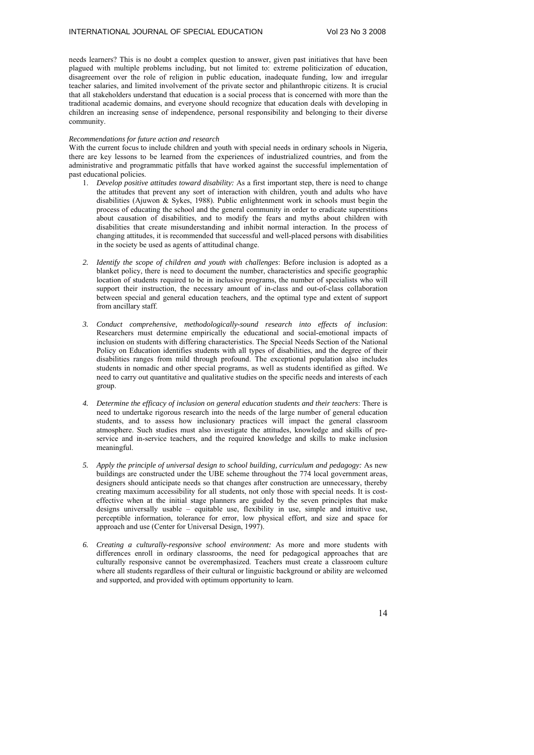needs learners? This is no doubt a complex question to answer, given past initiatives that have been plagued with multiple problems including, but not limited to: extreme politicization of education, disagreement over the role of religion in public education, inadequate funding, low and irregular teacher salaries, and limited involvement of the private sector and philanthropic citizens. It is crucial that all stakeholders understand that education is a social process that is concerned with more than the traditional academic domains, and everyone should recognize that education deals with developing in children an increasing sense of independence, personal responsibility and belonging to their diverse community.

*Recommendations for future action and research*

With the current focus to include children and youth with special needs in ordinary schools in Nigeria, there are key lessons to be learned from the experiences of industrialized countries, and from the administrative and programmatic pitfalls that have worked against the successful implementation of past educational policies.

1. *Develop positive attitudes toward disability:* As a first important step, there is need to change the attitudes that prevent any sort of interaction with children, youth and adults who have disabilities (Ajuwon & Sykes, 1988). Public enlightenment work in schools must begin the process of educating the school and the general community in order to eradicate superstitions about causation of disabilities, and to modify the fears and myths about children with disabilities that create misunderstanding and inhibit normal interaction. In the process of changing attitudes, it is recommended that successful and well-placed persons with disabilities in the society be used as agents of attitudinal change.

2. *Identify the scope of children and youth with challenges*: Before inclusion is adopted as a blanket policy, there is need to document the number, characteristics and specific geographic location of students required to be in inclusive programs, the number of specialists who will support their instruction, the necessary amount of in-class and out-of-class collaboration between special and general education teachers, and the optimal type and extent of support from ancillary staff.

3. *Conduct comprehensive, methodologically-sound research into effects of inclusion*: Researchers must determine empirically the educational and social-emotional impacts of inclusion on students with differing characteristics. The Special Needs Section of the National Policy on Education identifies students with all types of disabilities, and the degree of their disabilities ranges from mild through profound. The exceptional population also includes students in nomadic and other special programs, as well as students identified as gifted. We need to carry out quantitative and qualitative studies on the specific needs and interests of each group.

4. *Determine the efficacy of inclusion on general education students and their teachers*: There is need to undertake rigorous research into the needs of the large number of general education students, and to assess how inclusionary practices will impact the general classroom atmosphere. Such studies must also investigate the attitudes, knowledge and skills of pre-service and in-service teachers, and the required knowledge and skills to make inclusion meaningful.

5. *Apply the principle of universal design to school building, curriculum and pedagogy:* As new buildings are constructed under the UBE scheme throughout the 774 local government areas, designers should anticipate needs so that changes after construction are unnecessary, thereby creating maximum accessibility for all students, not only those with special needs. It is cost-effective when at the initial stage planners are guided by the seven principles that make designs universally usable – equitable use, flexibility in use, simple and intuitive use, perceptible information, tolerance for error, low physical effort, and size and space for approach and use (Center for Universal Design, 1997).

6. *Creating a culturally-responsive school environment:* As more and more students with differences enroll in ordinary classrooms, the need for pedagogical approaches that are culturally responsive cannot be overemphasized. Teachers must create a classroom culture where all students regardless of their cultural or linguistic background or ability are welcomed and supported, and provided with optimum opportunity to learn.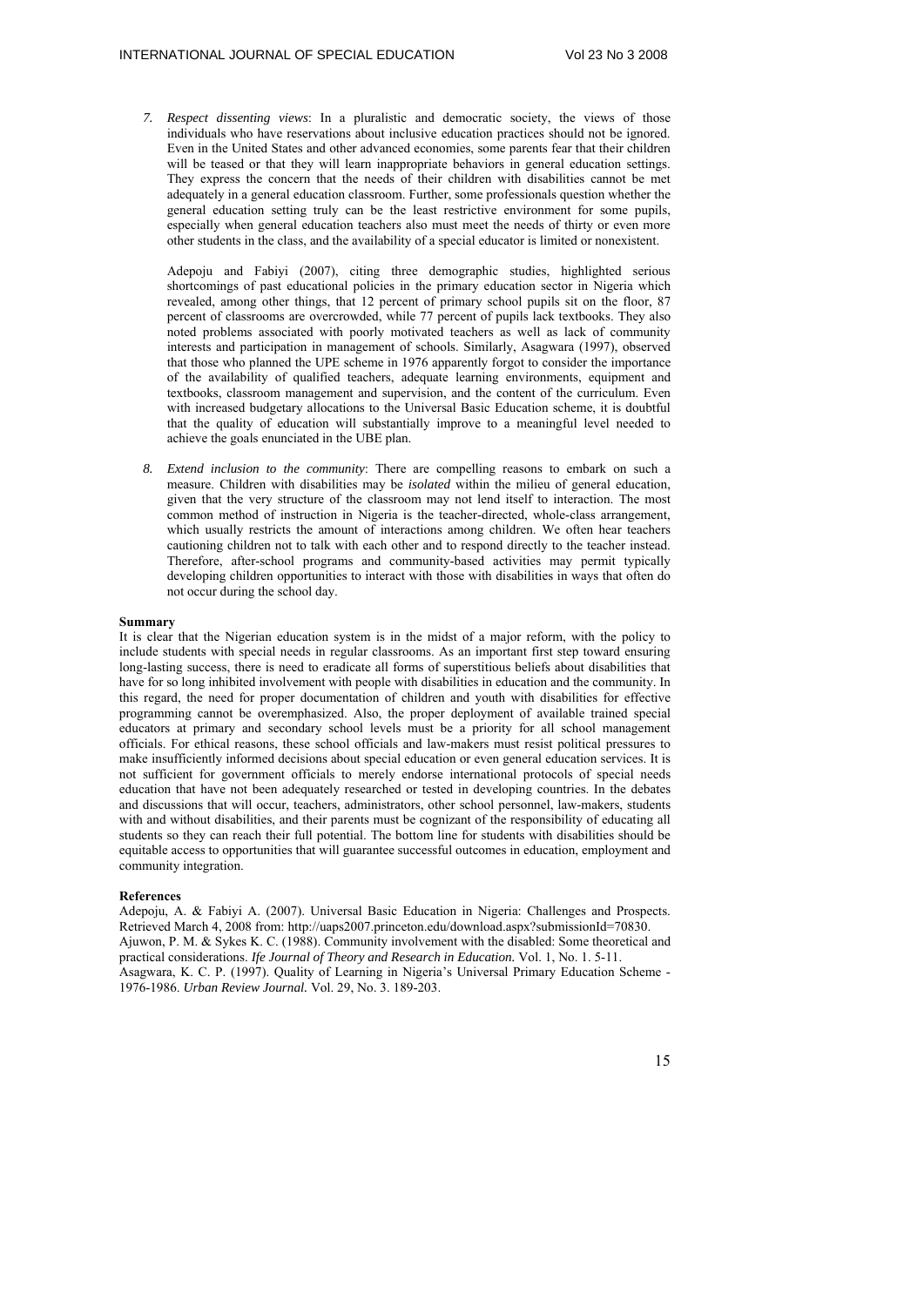7. *Respect dissenting views*: In a pluralistic and democratic society, the views of those individuals who have reservations about inclusive education practices should not be ignored. Even in the United States and other advanced economies, some parents fear that their children will be teased or that they will learn inappropriate behaviors in general education settings. They express the concern that the needs of their children with disabilities cannot be met adequately in a general education classroom. Further, some professionals question whether the general education setting truly can be the least restrictive environment for some pupils, especially when general education teachers also must meet the needs of thirty or even more other students in the class, and the availability of a special educator is limited or nonexistent.

   Adepoju and Fabiyi (2007), citing three demographic studies, highlighted serious shortcomings of past educational policies in the primary education sector in Nigeria which revealed, among other things, that 12 percent of primary school pupils sit on the floor, 87 percent of classrooms are overcrowded, while 77 percent of pupils lack textbooks. They also noted problems associated with poorly motivated teachers as well as lack of community interests and participation in management of schools. Similarly, Asagwara (1997), observed that those who planned the UPE scheme in 1976 apparently forgot to consider the importance of the availability of qualified teachers, adequate learning environments, equipment and textbooks, classroom management and supervision, and the content of the curriculum. Even with increased budgetary allocations to the Universal Basic Education scheme, it is doubtful that the quality of education will substantially improve to a meaningful level needed to achieve the goals enunciated in the UBE plan.

8. *Extend inclusion to the community*: There are compelling reasons to embark on such a measure. Children with disabilities may be *isolated* within the milieu of general education, given that the very structure of the classroom may not lend itself to interaction. The most common method of instruction in Nigeria is the teacher-directed, whole-class arrangement, which usually restricts the amount of interactions among children. We often hear teachers cautioning children not to talk with each other and to respond directly to the teacher instead. Therefore, after-school programs and community-based activities may permit typically developing children opportunities to interact with those with disabilities in ways that often do not occur during the school day.

## Summary

It is clear that the Nigerian education system is in the midst of a major reform, with the policy to include students with special needs in regular classrooms. As an important first step toward ensuring long-lasting success, there is need to eradicate all forms of superstitious beliefs about disabilities that have for so long inhibited involvement with people with disabilities in education and the community. In this regard, the need for proper documentation of children and youth with disabilities for effective programming cannot be overemphasized. Also, the proper deployment of available trained special educators at primary and secondary school levels must be a priority for all school management officials. For ethical reasons, these school officials and law-makers must resist political pressures to make insufficiently informed decisions about special education or even general education services. It is not sufficient for government officials to merely endorse international protocols of special needs education that have not been adequately researched or tested in developing countries. In the debates and discussions that will occur, teachers, administrators, other school personnel, law-makers, students with and without disabilities, and their parents must be cognizant of the responsibility of educating all students so they can reach their full potential. The bottom line for students with disabilities should be equitable access to opportunities that will guarantee successful outcomes in education, employment and community integration.

## References

Adepoju, A. & Fabiyi A. (2007). Universal Basic Education in Nigeria: Challenges and Prospects. Retrieved March 4, 2008 from: http://uaps2007.princeton.edu/download.aspx?submissionId=70830.

Ajuwon, P. M. & Sykes K. C. (1988). Community involvement with the disabled: Some theoretical and practical considerations. *Ife Journal of Theory and Research in Education.* Vol. 1, No. 1. 5-11.

Asagwara, K. C. P. (1997). Quality of Learning in Nigeria's Universal Primary Education Scheme - 1976-1986. *Urban Review Journal.* Vol. 29, No. 3. 189-203.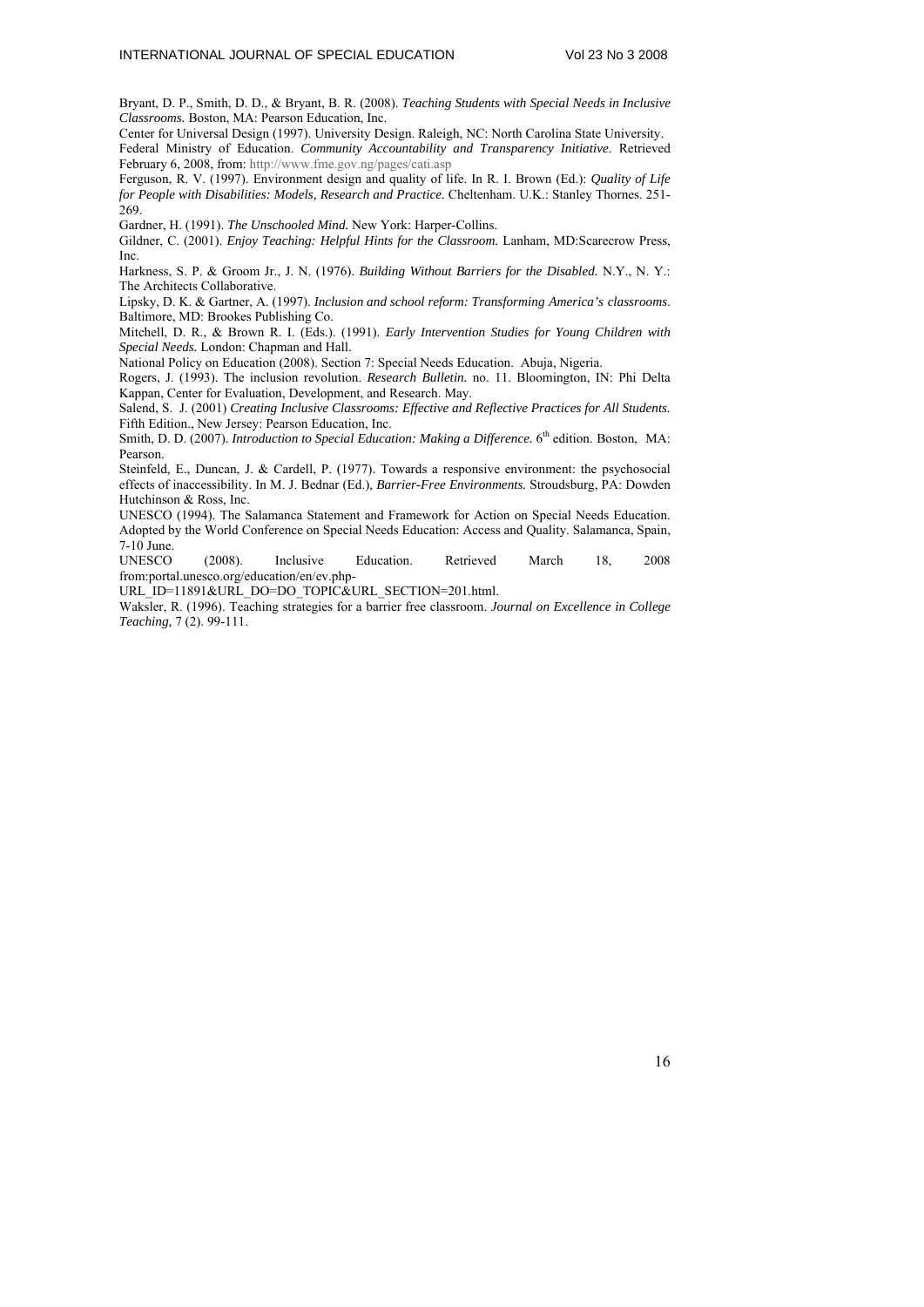Bryant, D. P., Smith, D. D., & Bryant, B. R. (2008). *Teaching Students with Special Needs in Inclusive Classrooms.* Boston, MA: Pearson Education, Inc.

Center for Universal Design (1997). University Design. Raleigh, NC: North Carolina State University.

Federal Ministry of Education. *Community Accountability and Transparency Initiative*. Retrieved February 6, 2008, from: http://www.fme.gov.ng/pages/cati.asp

Ferguson, R. V. (1997). Environment design and quality of life. In R. I. Brown (Ed.): *Quality of Life for People with Disabilities: Models, Research and Practice.* Cheltenham. U.K.: Stanley Thornes. 251-269.

Gardner, H. (1991). *The Unschooled Mind.* New York: Harper-Collins.

Gildner, C. (2001). *Enjoy Teaching: Helpful Hints for the Classroom.* Lanham, MD:Scarecrow Press, Inc.

Harkness, S. P. & Groom Jr., J. N. (1976). *Building Without Barriers for the Disabled.* N.Y., N. Y.: The Architects Collaborative.

Lipsky, D. K. & Gartner, A. (1997). *Inclusion and school reform: Transforming America's classrooms*. Baltimore, MD: Brookes Publishing Co.

Mitchell, D. R., & Brown R. I. (Eds.). (1991). *Early Intervention Studies for Young Children with Special Needs.* London: Chapman and Hall.

National Policy on Education (2008). Section 7: Special Needs Education. Abuja, Nigeria.

Rogers, J. (1993). The inclusion revolution. *Research Bulletin.* no. 11. Bloomington, IN: Phi Delta Kappan, Center for Evaluation, Development, and Research. May.

Salend, S. J. (2001) *Creating Inclusive Classrooms: Effective and Reflective Practices for All Students.* Fifth Edition., New Jersey: Pearson Education, Inc.

Smith, D. D. (2007). *Introduction to Special Education: Making a Difference.* 6th edition. Boston, MA: Pearson.

Steinfeld, E., Duncan, J. & Cardell, P. (1977). Towards a responsive environment: the psychosocial effects of inaccessibility. In M. J. Bednar (Ed.), *Barrier-Free Environments.* Stroudsburg, PA: Dowden Hutchinson & Ross, Inc.

UNESCO (1994). The Salamanca Statement and Framework for Action on Special Needs Education. Adopted by the World Conference on Special Needs Education: Access and Quality. Salamanca, Spain, 7-10 June.

UNESCO (2008). Inclusive Education. Retrieved March 18, 2008 from:portal.unesco.org/education/en/ev.php-URL_ID=11891&URL_DO=DO_TOPIC&URL_SECTION=201.html.

Waksler, R. (1996). Teaching strategies for a barrier free classroom. *Journal on Excellence in College Teaching,* 7 (2). 99-111.